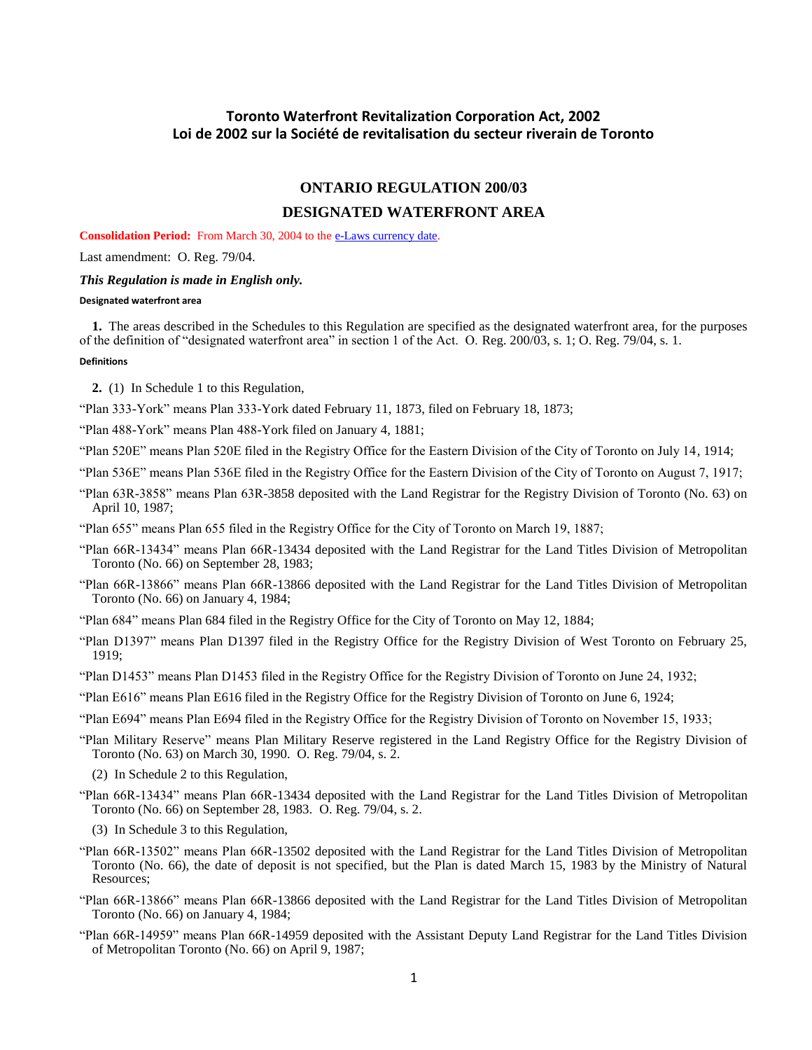# Toronto Waterfront Revitalization Corporation Act, 2002
# Loi de 2002 sur la Société de revitalisation du secteur riverain de Toronto

## ONTARIO REGULATION 200/03

## DESIGNATED WATERFRONT AREA

**Consolidation Period:** From March 30, 2004 to the e-Laws currency date.

Last amendment: O. Reg. 79/04.

***This Regulation is made in English only.***

**Designated waterfront area**

**1.** The areas described in the Schedules to this Regulation are specified as the designated waterfront area, for the purposes of the definition of "designated waterfront area" in section 1 of the Act. O. Reg. 200/03, s. 1; O. Reg. 79/04, s. 1.

**Definitions**

**2.** (1) In Schedule 1 to this Regulation,

"Plan 333-York" means Plan 333-York dated February 11, 1873, filed on February 18, 1873;

"Plan 488-York" means Plan 488-York filed on January 4, 1881;

"Plan 520E" means Plan 520E filed in the Registry Office for the Eastern Division of the City of Toronto on July 14, 1914;

"Plan 536E" means Plan 536E filed in the Registry Office for the Eastern Division of the City of Toronto on August 7, 1917;

"Plan 63R-3858" means Plan 63R-3858 deposited with the Land Registrar for the Registry Division of Toronto (No. 63) on April 10, 1987;

"Plan 655" means Plan 655 filed in the Registry Office for the City of Toronto on March 19, 1887;

"Plan 66R-13434" means Plan 66R-13434 deposited with the Land Registrar for the Land Titles Division of Metropolitan Toronto (No. 66) on September 28, 1983;

"Plan 66R-13866" means Plan 66R-13866 deposited with the Land Registrar for the Land Titles Division of Metropolitan Toronto (No. 66) on January 4, 1984;

"Plan 684" means Plan 684 filed in the Registry Office for the City of Toronto on May 12, 1884;

"Plan D1397" means Plan D1397 filed in the Registry Office for the Registry Division of West Toronto on February 25, 1919;

"Plan D1453" means Plan D1453 filed in the Registry Office for the Registry Division of Toronto on June 24, 1932;

"Plan E616" means Plan E616 filed in the Registry Office for the Registry Division of Toronto on June 6, 1924;

"Plan E694" means Plan E694 filed in the Registry Office for the Registry Division of Toronto on November 15, 1933;

"Plan Military Reserve" means Plan Military Reserve registered in the Land Registry Office for the Registry Division of Toronto (No. 63) on March 30, 1990. O. Reg. 79/04, s. 2.

(2) In Schedule 2 to this Regulation,

"Plan 66R-13434" means Plan 66R-13434 deposited with the Land Registrar for the Land Titles Division of Metropolitan Toronto (No. 66) on September 28, 1983. O. Reg. 79/04, s. 2.

(3) In Schedule 3 to this Regulation,

"Plan 66R-13502" means Plan 66R-13502 deposited with the Land Registrar for the Land Titles Division of Metropolitan Toronto (No. 66), the date of deposit is not specified, but the Plan is dated March 15, 1983 by the Ministry of Natural Resources;

"Plan 66R-13866" means Plan 66R-13866 deposited with the Land Registrar for the Land Titles Division of Metropolitan Toronto (No. 66) on January 4, 1984;

"Plan 66R-14959" means Plan 66R-14959 deposited with the Assistant Deputy Land Registrar for the Land Titles Division of Metropolitan Toronto (No. 66) on April 9, 1987;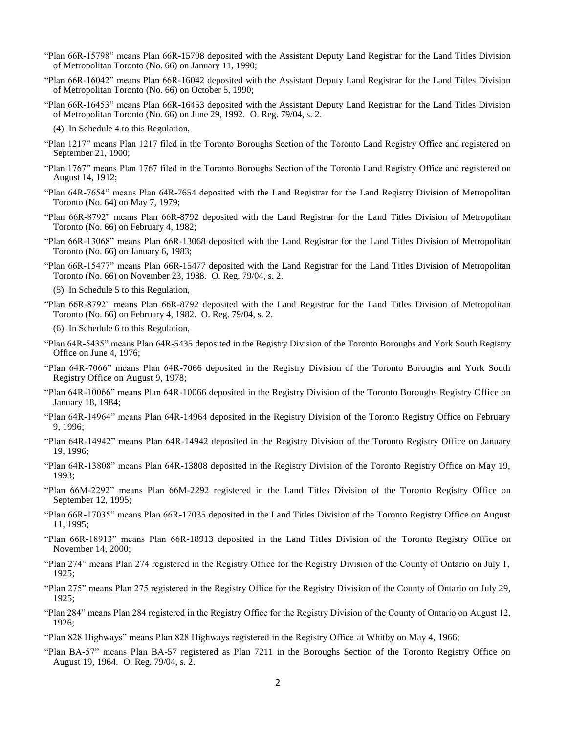"Plan 66R-15798" means Plan 66R-15798 deposited with the Assistant Deputy Land Registrar for the Land Titles Division of Metropolitan Toronto (No. 66) on January 11, 1990;

"Plan 66R-16042" means Plan 66R-16042 deposited with the Assistant Deputy Land Registrar for the Land Titles Division of Metropolitan Toronto (No. 66) on October 5, 1990;

"Plan 66R-16453" means Plan 66R-16453 deposited with the Assistant Deputy Land Registrar for the Land Titles Division of Metropolitan Toronto (No. 66) on June 29, 1992. O. Reg. 79/04, s. 2.

(4) In Schedule 4 to this Regulation,

"Plan 1217" means Plan 1217 filed in the Toronto Boroughs Section of the Toronto Land Registry Office and registered on September 21, 1900;

"Plan 1767" means Plan 1767 filed in the Toronto Boroughs Section of the Toronto Land Registry Office and registered on August 14, 1912;

"Plan 64R-7654" means Plan 64R-7654 deposited with the Land Registrar for the Land Registry Division of Metropolitan Toronto (No. 64) on May 7, 1979;

"Plan 66R-8792" means Plan 66R-8792 deposited with the Land Registrar for the Land Titles Division of Metropolitan Toronto (No. 66) on February 4, 1982;

"Plan 66R-13068" means Plan 66R-13068 deposited with the Land Registrar for the Land Titles Division of Metropolitan Toronto (No. 66) on January 6, 1983;

"Plan 66R-15477" means Plan 66R-15477 deposited with the Land Registrar for the Land Titles Division of Metropolitan Toronto (No. 66) on November 23, 1988. O. Reg. 79/04, s. 2.

(5) In Schedule 5 to this Regulation,

"Plan 66R-8792" means Plan 66R-8792 deposited with the Land Registrar for the Land Titles Division of Metropolitan Toronto (No. 66) on February 4, 1982. O. Reg. 79/04, s. 2.

(6) In Schedule 6 to this Regulation,

"Plan 64R-5435" means Plan 64R-5435 deposited in the Registry Division of the Toronto Boroughs and York South Registry Office on June 4, 1976;

"Plan 64R-7066" means Plan 64R-7066 deposited in the Registry Division of the Toronto Boroughs and York South Registry Office on August 9, 1978;

"Plan 64R-10066" means Plan 64R-10066 deposited in the Registry Division of the Toronto Boroughs Registry Office on January 18, 1984;

"Plan 64R-14964" means Plan 64R-14964 deposited in the Registry Division of the Toronto Registry Office on February 9, 1996;

"Plan 64R-14942" means Plan 64R-14942 deposited in the Registry Division of the Toronto Registry Office on January 19, 1996;

"Plan 64R-13808" means Plan 64R-13808 deposited in the Registry Division of the Toronto Registry Office on May 19, 1993;

"Plan 66M-2292" means Plan 66M-2292 registered in the Land Titles Division of the Toronto Registry Office on September 12, 1995;

"Plan 66R-17035" means Plan 66R-17035 deposited in the Land Titles Division of the Toronto Registry Office on August 11, 1995;

"Plan 66R-18913" means Plan 66R-18913 deposited in the Land Titles Division of the Toronto Registry Office on November 14, 2000;

"Plan 274" means Plan 274 registered in the Registry Office for the Registry Division of the County of Ontario on July 1, 1925;

"Plan 275" means Plan 275 registered in the Registry Office for the Registry Division of the County of Ontario on July 29, 1925;

"Plan 284" means Plan 284 registered in the Registry Office for the Registry Division of the County of Ontario on August 12, 1926;

"Plan 828 Highways" means Plan 828 Highways registered in the Registry Office at Whitby on May 4, 1966;

"Plan BA-57" means Plan BA-57 registered as Plan 7211 in the Boroughs Section of the Toronto Registry Office on August 19, 1964. O. Reg. 79/04, s. 2.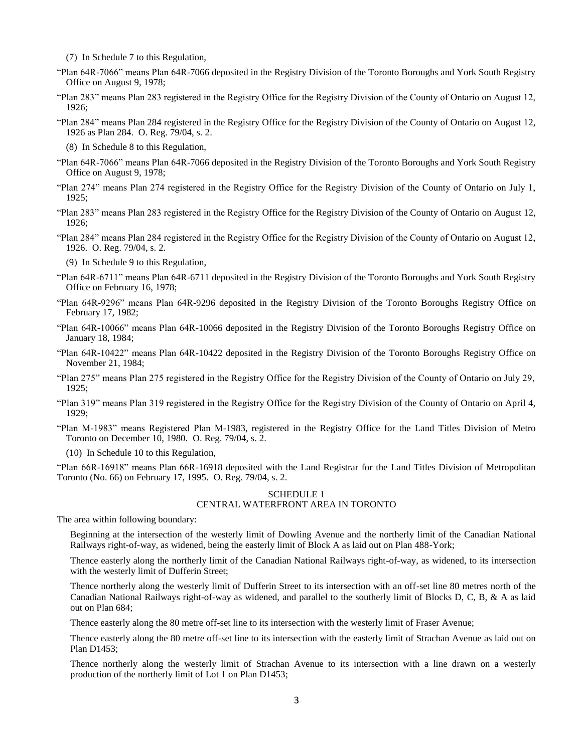(7) In Schedule 7 to this Regulation,

"Plan 64R-7066" means Plan 64R-7066 deposited in the Registry Division of the Toronto Boroughs and York South Registry Office on August 9, 1978;

"Plan 283" means Plan 283 registered in the Registry Office for the Registry Division of the County of Ontario on August 12, 1926;

"Plan 284" means Plan 284 registered in the Registry Office for the Registry Division of the County of Ontario on August 12, 1926 as Plan 284. O. Reg. 79/04, s. 2.

(8) In Schedule 8 to this Regulation,

"Plan 64R-7066" means Plan 64R-7066 deposited in the Registry Division of the Toronto Boroughs and York South Registry Office on August 9, 1978;

"Plan 274" means Plan 274 registered in the Registry Office for the Registry Division of the County of Ontario on July 1, 1925;

"Plan 283" means Plan 283 registered in the Registry Office for the Registry Division of the County of Ontario on August 12, 1926;

"Plan 284" means Plan 284 registered in the Registry Office for the Registry Division of the County of Ontario on August 12, 1926. O. Reg. 79/04, s. 2.

(9) In Schedule 9 to this Regulation,

"Plan 64R-6711" means Plan 64R-6711 deposited in the Registry Division of the Toronto Boroughs and York South Registry Office on February 16, 1978;

"Plan 64R-9296" means Plan 64R-9296 deposited in the Registry Division of the Toronto Boroughs Registry Office on February 17, 1982;

"Plan 64R-10066" means Plan 64R-10066 deposited in the Registry Division of the Toronto Boroughs Registry Office on January 18, 1984;

"Plan 64R-10422" means Plan 64R-10422 deposited in the Registry Division of the Toronto Boroughs Registry Office on November 21, 1984;

"Plan 275" means Plan 275 registered in the Registry Office for the Registry Division of the County of Ontario on July 29, 1925;

"Plan 319" means Plan 319 registered in the Registry Office for the Registry Division of the County of Ontario on April 4, 1929;

"Plan M-1983" means Registered Plan M-1983, registered in the Registry Office for the Land Titles Division of Metro Toronto on December 10, 1980. O. Reg. 79/04, s. 2.

(10) In Schedule 10 to this Regulation,

"Plan 66R-16918" means Plan 66R-16918 deposited with the Land Registrar for the Land Titles Division of Metropolitan Toronto (No. 66) on February 17, 1995. O. Reg. 79/04, s. 2.

## SCHEDULE 1
## CENTRAL WATERFRONT AREA IN TORONTO

The area within following boundary:

Beginning at the intersection of the westerly limit of Dowling Avenue and the northerly limit of the Canadian National Railways right-of-way, as widened, being the easterly limit of Block A as laid out on Plan 488-York;

Thence easterly along the northerly limit of the Canadian National Railways right-of-way, as widened, to its intersection with the westerly limit of Dufferin Street;

Thence northerly along the westerly limit of Dufferin Street to its intersection with an off-set line 80 metres north of the Canadian National Railways right-of-way as widened, and parallel to the southerly limit of Blocks D, C, B, & A as laid out on Plan 684;

Thence easterly along the 80 metre off-set line to its intersection with the westerly limit of Fraser Avenue;

Thence easterly along the 80 metre off-set line to its intersection with the easterly limit of Strachan Avenue as laid out on Plan D1453;

Thence northerly along the westerly limit of Strachan Avenue to its intersection with a line drawn on a westerly production of the northerly limit of Lot 1 on Plan D1453;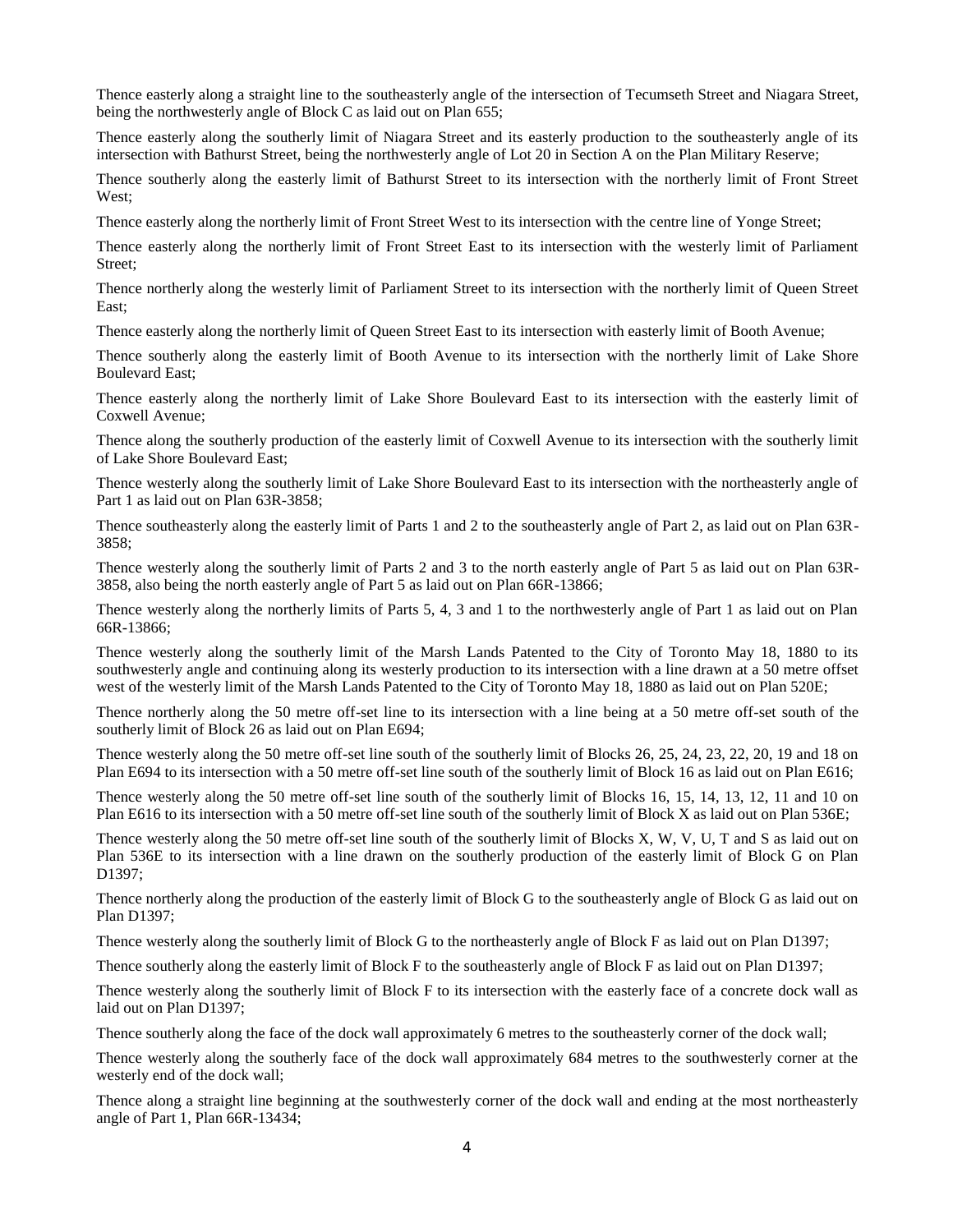Thence easterly along a straight line to the southeasterly angle of the intersection of Tecumseth Street and Niagara Street, being the northwesterly angle of Block C as laid out on Plan 655;

Thence easterly along the southerly limit of Niagara Street and its easterly production to the southeasterly angle of its intersection with Bathurst Street, being the northwesterly angle of Lot 20 in Section A on the Plan Military Reserve;

Thence southerly along the easterly limit of Bathurst Street to its intersection with the northerly limit of Front Street West;

Thence easterly along the northerly limit of Front Street West to its intersection with the centre line of Yonge Street;

Thence easterly along the northerly limit of Front Street East to its intersection with the westerly limit of Parliament Street;

Thence northerly along the westerly limit of Parliament Street to its intersection with the northerly limit of Queen Street East;

Thence easterly along the northerly limit of Queen Street East to its intersection with easterly limit of Booth Avenue;

Thence southerly along the easterly limit of Booth Avenue to its intersection with the northerly limit of Lake Shore Boulevard East;

Thence easterly along the northerly limit of Lake Shore Boulevard East to its intersection with the easterly limit of Coxwell Avenue;

Thence along the southerly production of the easterly limit of Coxwell Avenue to its intersection with the southerly limit of Lake Shore Boulevard East;

Thence westerly along the southerly limit of Lake Shore Boulevard East to its intersection with the northeasterly angle of Part 1 as laid out on Plan 63R-3858;

Thence southeasterly along the easterly limit of Parts 1 and 2 to the southeasterly angle of Part 2, as laid out on Plan 63R-3858;

Thence westerly along the southerly limit of Parts 2 and 3 to the north easterly angle of Part 5 as laid out on Plan 63R-3858, also being the north easterly angle of Part 5 as laid out on Plan 66R-13866;

Thence westerly along the northerly limits of Parts 5, 4, 3 and 1 to the northwesterly angle of Part 1 as laid out on Plan 66R-13866;

Thence westerly along the southerly limit of the Marsh Lands Patented to the City of Toronto May 18, 1880 to its southwesterly angle and continuing along its westerly production to its intersection with a line drawn at a 50 metre offset west of the westerly limit of the Marsh Lands Patented to the City of Toronto May 18, 1880 as laid out on Plan 520E;

Thence northerly along the 50 metre off-set line to its intersection with a line being at a 50 metre off-set south of the southerly limit of Block 26 as laid out on Plan E694;

Thence westerly along the 50 metre off-set line south of the southerly limit of Blocks 26, 25, 24, 23, 22, 20, 19 and 18 on Plan E694 to its intersection with a 50 metre off-set line south of the southerly limit of Block 16 as laid out on Plan E616;

Thence westerly along the 50 metre off-set line south of the southerly limit of Blocks 16, 15, 14, 13, 12, 11 and 10 on Plan E616 to its intersection with a 50 metre off-set line south of the southerly limit of Block X as laid out on Plan 536E;

Thence westerly along the 50 metre off-set line south of the southerly limit of Blocks X, W, V, U, T and S as laid out on Plan 536E to its intersection with a line drawn on the southerly production of the easterly limit of Block G on Plan D1397;

Thence northerly along the production of the easterly limit of Block G to the southeasterly angle of Block G as laid out on Plan D1397;

Thence westerly along the southerly limit of Block G to the northeasterly angle of Block F as laid out on Plan D1397;

Thence southerly along the easterly limit of Block F to the southeasterly angle of Block F as laid out on Plan D1397;

Thence westerly along the southerly limit of Block F to its intersection with the easterly face of a concrete dock wall as laid out on Plan D1397;

Thence southerly along the face of the dock wall approximately 6 metres to the southeasterly corner of the dock wall;

Thence westerly along the southerly face of the dock wall approximately 684 metres to the southwesterly corner at the westerly end of the dock wall;

Thence along a straight line beginning at the southwesterly corner of the dock wall and ending at the most northeasterly angle of Part 1, Plan 66R-13434;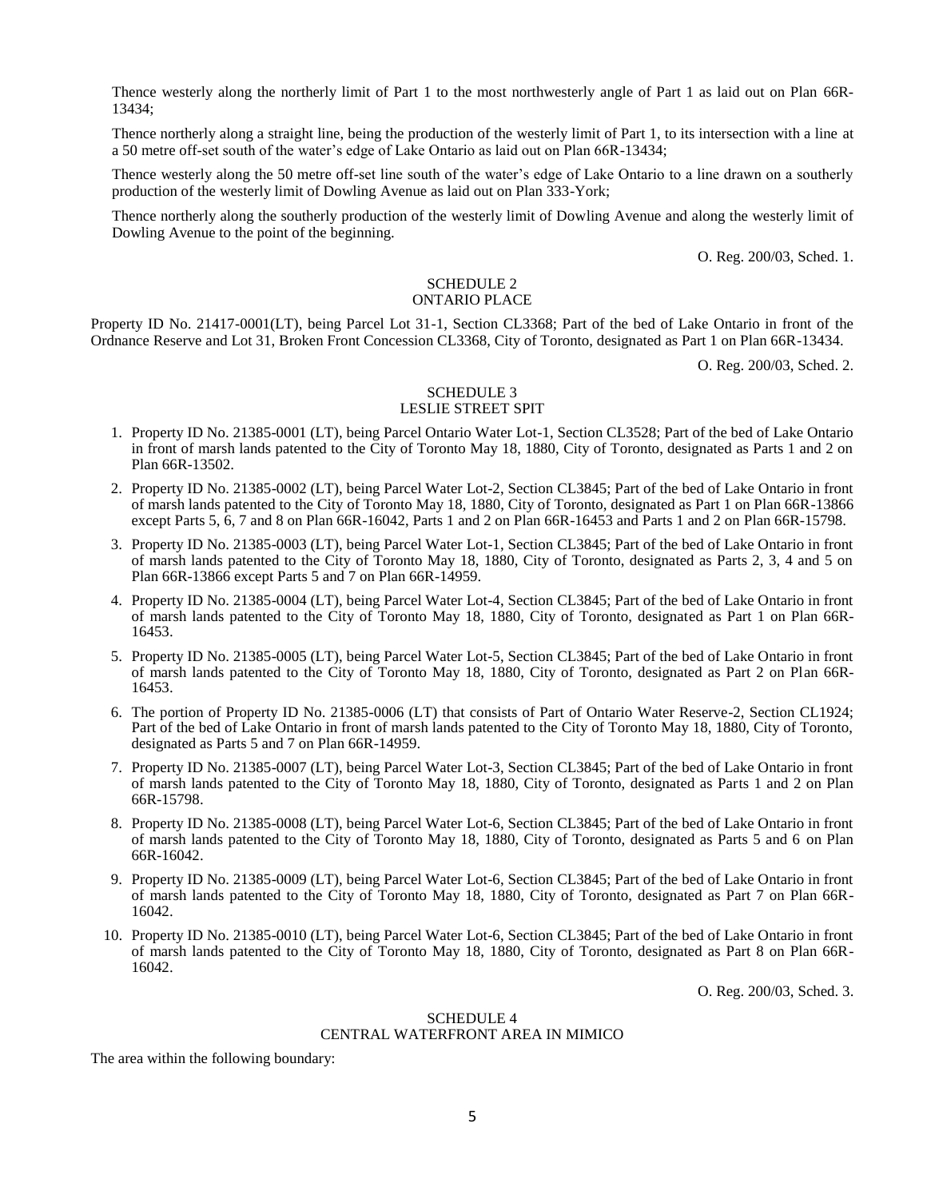Thence westerly along the northerly limit of Part 1 to the most northwesterly angle of Part 1 as laid out on Plan 66R-13434;

Thence northerly along a straight line, being the production of the westerly limit of Part 1, to its intersection with a line at a 50 metre off-set south of the water's edge of Lake Ontario as laid out on Plan 66R-13434;

Thence westerly along the 50 metre off-set line south of the water's edge of Lake Ontario to a line drawn on a southerly production of the westerly limit of Dowling Avenue as laid out on Plan 333-York;

Thence northerly along the southerly production of the westerly limit of Dowling Avenue and along the westerly limit of Dowling Avenue to the point of the beginning.

O. Reg. 200/03, Sched. 1.

## SCHEDULE 2
## ONTARIO PLACE

Property ID No. 21417-0001(LT), being Parcel Lot 31-1, Section CL3368; Part of the bed of Lake Ontario in front of the Ordnance Reserve and Lot 31, Broken Front Concession CL3368, City of Toronto, designated as Part 1 on Plan 66R-13434.

O. Reg. 200/03, Sched. 2.

## SCHEDULE 3
## LESLIE STREET SPIT

1. Property ID No. 21385-0001 (LT), being Parcel Ontario Water Lot-1, Section CL3528; Part of the bed of Lake Ontario in front of marsh lands patented to the City of Toronto May 18, 1880, City of Toronto, designated as Parts 1 and 2 on Plan 66R-13502.
2. Property ID No. 21385-0002 (LT), being Parcel Water Lot-2, Section CL3845; Part of the bed of Lake Ontario in front of marsh lands patented to the City of Toronto May 18, 1880, City of Toronto, designated as Part 1 on Plan 66R-13866 except Parts 5, 6, 7 and 8 on Plan 66R-16042, Parts 1 and 2 on Plan 66R-16453 and Parts 1 and 2 on Plan 66R-15798.
3. Property ID No. 21385-0003 (LT), being Parcel Water Lot-1, Section CL3845; Part of the bed of Lake Ontario in front of marsh lands patented to the City of Toronto May 18, 1880, City of Toronto, designated as Parts 2, 3, 4 and 5 on Plan 66R-13866 except Parts 5 and 7 on Plan 66R-14959.
4. Property ID No. 21385-0004 (LT), being Parcel Water Lot-4, Section CL3845; Part of the bed of Lake Ontario in front of marsh lands patented to the City of Toronto May 18, 1880, City of Toronto, designated as Part 1 on Plan 66R-16453.
5. Property ID No. 21385-0005 (LT), being Parcel Water Lot-5, Section CL3845; Part of the bed of Lake Ontario in front of marsh lands patented to the City of Toronto May 18, 1880, City of Toronto, designated as Part 2 on Plan 66R-16453.
6. The portion of Property ID No. 21385-0006 (LT) that consists of Part of Ontario Water Reserve-2, Section CL1924; Part of the bed of Lake Ontario in front of marsh lands patented to the City of Toronto May 18, 1880, City of Toronto, designated as Parts 5 and 7 on Plan 66R-14959.
7. Property ID No. 21385-0007 (LT), being Parcel Water Lot-3, Section CL3845; Part of the bed of Lake Ontario in front of marsh lands patented to the City of Toronto May 18, 1880, City of Toronto, designated as Parts 1 and 2 on Plan 66R-15798.
8. Property ID No. 21385-0008 (LT), being Parcel Water Lot-6, Section CL3845; Part of the bed of Lake Ontario in front of marsh lands patented to the City of Toronto May 18, 1880, City of Toronto, designated as Parts 5 and 6 on Plan 66R-16042.
9. Property ID No. 21385-0009 (LT), being Parcel Water Lot-6, Section CL3845; Part of the bed of Lake Ontario in front of marsh lands patented to the City of Toronto May 18, 1880, City of Toronto, designated as Part 7 on Plan 66R-16042.
10. Property ID No. 21385-0010 (LT), being Parcel Water Lot-6, Section CL3845; Part of the bed of Lake Ontario in front of marsh lands patented to the City of Toronto May 18, 1880, City of Toronto, designated as Part 8 on Plan 66R-16042.

O. Reg. 200/03, Sched. 3.

## SCHEDULE 4
## CENTRAL WATERFRONT AREA IN MIMICO

The area within the following boundary: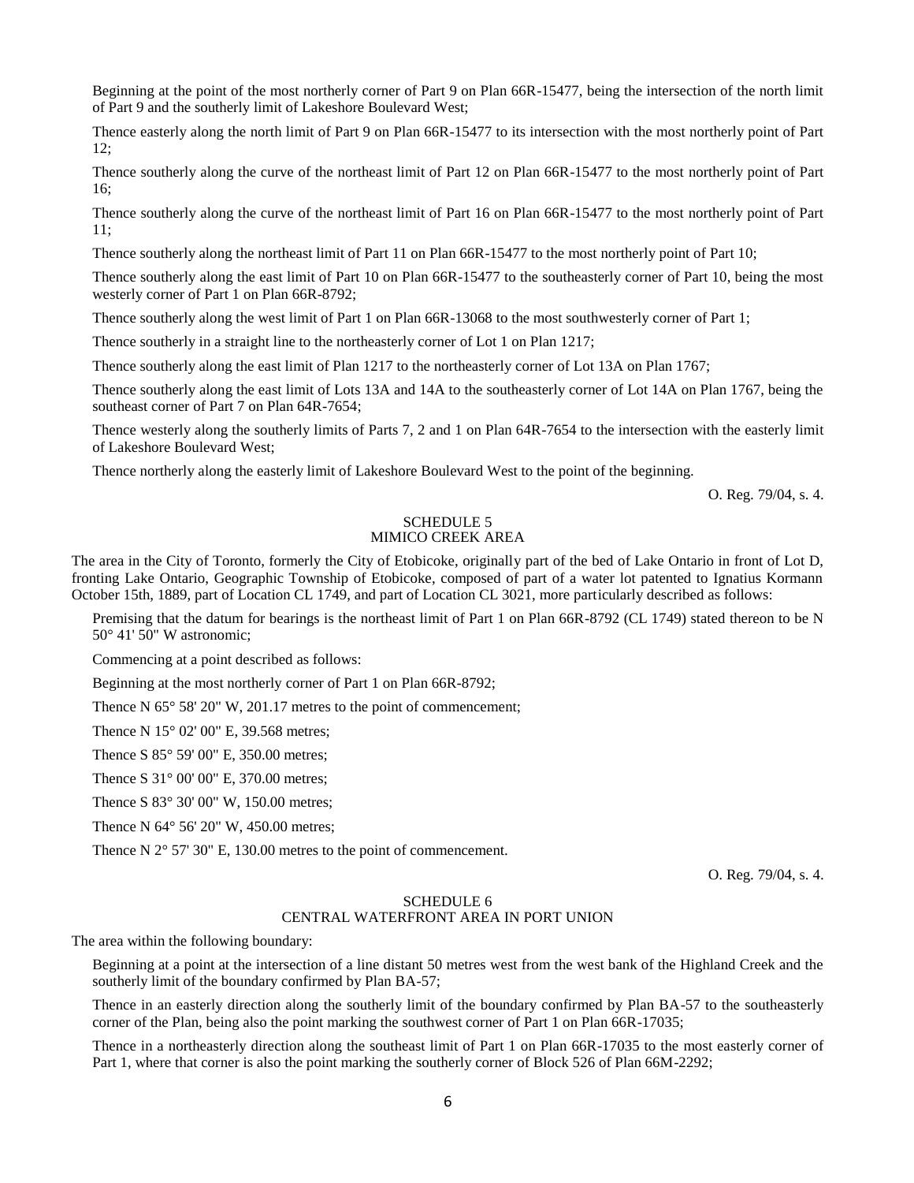Beginning at the point of the most northerly corner of Part 9 on Plan 66R-15477, being the intersection of the north limit of Part 9 and the southerly limit of Lakeshore Boulevard West;

Thence easterly along the north limit of Part 9 on Plan 66R-15477 to its intersection with the most northerly point of Part 12;

Thence southerly along the curve of the northeast limit of Part 12 on Plan 66R-15477 to the most northerly point of Part 16;

Thence southerly along the curve of the northeast limit of Part 16 on Plan 66R-15477 to the most northerly point of Part 11;

Thence southerly along the northeast limit of Part 11 on Plan 66R-15477 to the most northerly point of Part 10;

Thence southerly along the east limit of Part 10 on Plan 66R-15477 to the southeasterly corner of Part 10, being the most westerly corner of Part 1 on Plan 66R-8792;

Thence southerly along the west limit of Part 1 on Plan 66R-13068 to the most southwesterly corner of Part 1;

Thence southerly in a straight line to the northeasterly corner of Lot 1 on Plan 1217;

Thence southerly along the east limit of Plan 1217 to the northeasterly corner of Lot 13A on Plan 1767;

Thence southerly along the east limit of Lots 13A and 14A to the southeasterly corner of Lot 14A on Plan 1767, being the southeast corner of Part 7 on Plan 64R-7654;

Thence westerly along the southerly limits of Parts 7, 2 and 1 on Plan 64R-7654 to the intersection with the easterly limit of Lakeshore Boulevard West;

Thence northerly along the easterly limit of Lakeshore Boulevard West to the point of the beginning.

O. Reg. 79/04, s. 4.

## SCHEDULE 5
## MIMICO CREEK AREA

The area in the City of Toronto, formerly the City of Etobicoke, originally part of the bed of Lake Ontario in front of Lot D, fronting Lake Ontario, Geographic Township of Etobicoke, composed of part of a water lot patented to Ignatius Kormann October 15th, 1889, part of Location CL 1749, and part of Location CL 3021, more particularly described as follows:

Premising that the datum for bearings is the northeast limit of Part 1 on Plan 66R-8792 (CL 1749) stated thereon to be N 50° 41' 50" W astronomic;

Commencing at a point described as follows:

Beginning at the most northerly corner of Part 1 on Plan 66R-8792;

Thence N 65° 58' 20" W, 201.17 metres to the point of commencement;

Thence N 15° 02' 00" E, 39.568 metres;

Thence S 85° 59' 00" E, 350.00 metres;

Thence S 31° 00' 00" E, 370.00 metres;

Thence S 83° 30' 00" W, 150.00 metres;

Thence N 64° 56' 20" W, 450.00 metres;

Thence N 2° 57' 30" E, 130.00 metres to the point of commencement.

O. Reg. 79/04, s. 4.

## SCHEDULE 6
## CENTRAL WATERFRONT AREA IN PORT UNION

The area within the following boundary:

Beginning at a point at the intersection of a line distant 50 metres west from the west bank of the Highland Creek and the southerly limit of the boundary confirmed by Plan BA-57;

Thence in an easterly direction along the southerly limit of the boundary confirmed by Plan BA-57 to the southeasterly corner of the Plan, being also the point marking the southwest corner of Part 1 on Plan 66R-17035;

Thence in a northeasterly direction along the southeast limit of Part 1 on Plan 66R-17035 to the most easterly corner of Part 1, where that corner is also the point marking the southerly corner of Block 526 of Plan 66M-2292;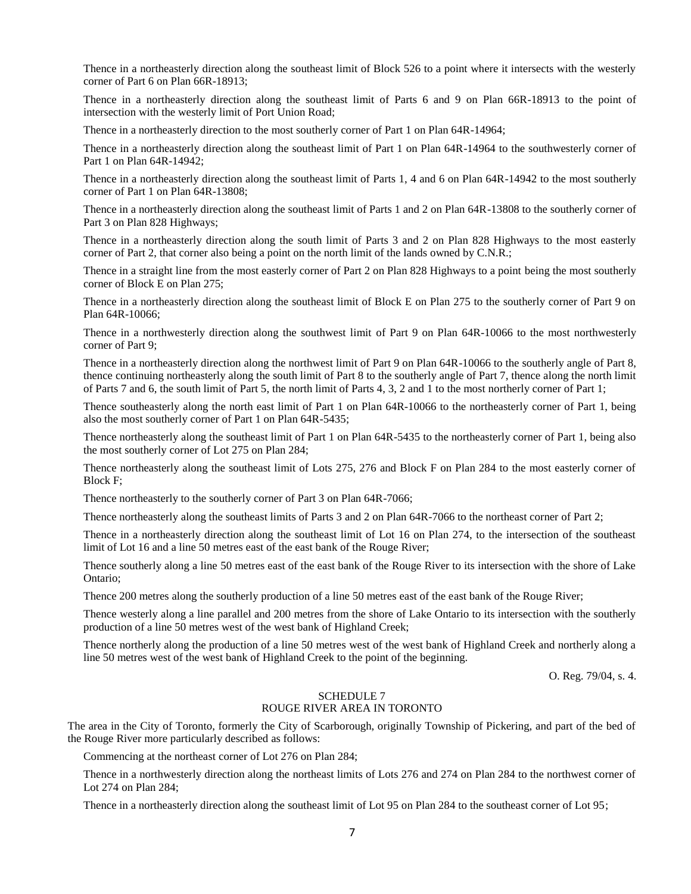Thence in a northeasterly direction along the southeast limit of Block 526 to a point where it intersects with the westerly corner of Part 6 on Plan 66R-18913;

Thence in a northeasterly direction along the southeast limit of Parts 6 and 9 on Plan 66R-18913 to the point of intersection with the westerly limit of Port Union Road;

Thence in a northeasterly direction to the most southerly corner of Part 1 on Plan 64R-14964;

Thence in a northeasterly direction along the southeast limit of Part 1 on Plan 64R-14964 to the southwesterly corner of Part 1 on Plan 64R-14942;

Thence in a northeasterly direction along the southeast limit of Parts 1, 4 and 6 on Plan 64R-14942 to the most southerly corner of Part 1 on Plan 64R-13808;

Thence in a northeasterly direction along the southeast limit of Parts 1 and 2 on Plan 64R-13808 to the southerly corner of Part 3 on Plan 828 Highways;

Thence in a northeasterly direction along the south limit of Parts 3 and 2 on Plan 828 Highways to the most easterly corner of Part 2, that corner also being a point on the north limit of the lands owned by C.N.R.;

Thence in a straight line from the most easterly corner of Part 2 on Plan 828 Highways to a point being the most southerly corner of Block E on Plan 275;

Thence in a northeasterly direction along the southeast limit of Block E on Plan 275 to the southerly corner of Part 9 on Plan 64R-10066;

Thence in a northwesterly direction along the southwest limit of Part 9 on Plan 64R-10066 to the most northwesterly corner of Part 9;

Thence in a northeasterly direction along the northwest limit of Part 9 on Plan 64R-10066 to the southerly angle of Part 8, thence continuing northeasterly along the south limit of Part 8 to the southerly angle of Part 7, thence along the north limit of Parts 7 and 6, the south limit of Part 5, the north limit of Parts 4, 3, 2 and 1 to the most northerly corner of Part 1;

Thence southeasterly along the north east limit of Part 1 on Plan 64R-10066 to the northeasterly corner of Part 1, being also the most southerly corner of Part 1 on Plan 64R-5435;

Thence northeasterly along the southeast limit of Part 1 on Plan 64R-5435 to the northeasterly corner of Part 1, being also the most southerly corner of Lot 275 on Plan 284;

Thence northeasterly along the southeast limit of Lots 275, 276 and Block F on Plan 284 to the most easterly corner of Block F;

Thence northeasterly to the southerly corner of Part 3 on Plan 64R-7066;

Thence northeasterly along the southeast limits of Parts 3 and 2 on Plan 64R-7066 to the northeast corner of Part 2;

Thence in a northeasterly direction along the southeast limit of Lot 16 on Plan 274, to the intersection of the southeast limit of Lot 16 and a line 50 metres east of the east bank of the Rouge River;

Thence southerly along a line 50 metres east of the east bank of the Rouge River to its intersection with the shore of Lake Ontario;

Thence 200 metres along the southerly production of a line 50 metres east of the east bank of the Rouge River;

Thence westerly along a line parallel and 200 metres from the shore of Lake Ontario to its intersection with the southerly production of a line 50 metres west of the west bank of Highland Creek;

Thence northerly along the production of a line 50 metres west of the west bank of Highland Creek and northerly along a line 50 metres west of the west bank of Highland Creek to the point of the beginning.

O. Reg. 79/04, s. 4.

## SCHEDULE 7
## ROUGE RIVER AREA IN TORONTO

The area in the City of Toronto, formerly the City of Scarborough, originally Township of Pickering, and part of the bed of the Rouge River more particularly described as follows:

Commencing at the northeast corner of Lot 276 on Plan 284;

Thence in a northwesterly direction along the northeast limits of Lots 276 and 274 on Plan 284 to the northwest corner of Lot 274 on Plan 284;

Thence in a northeasterly direction along the southeast limit of Lot 95 on Plan 284 to the southeast corner of Lot 95;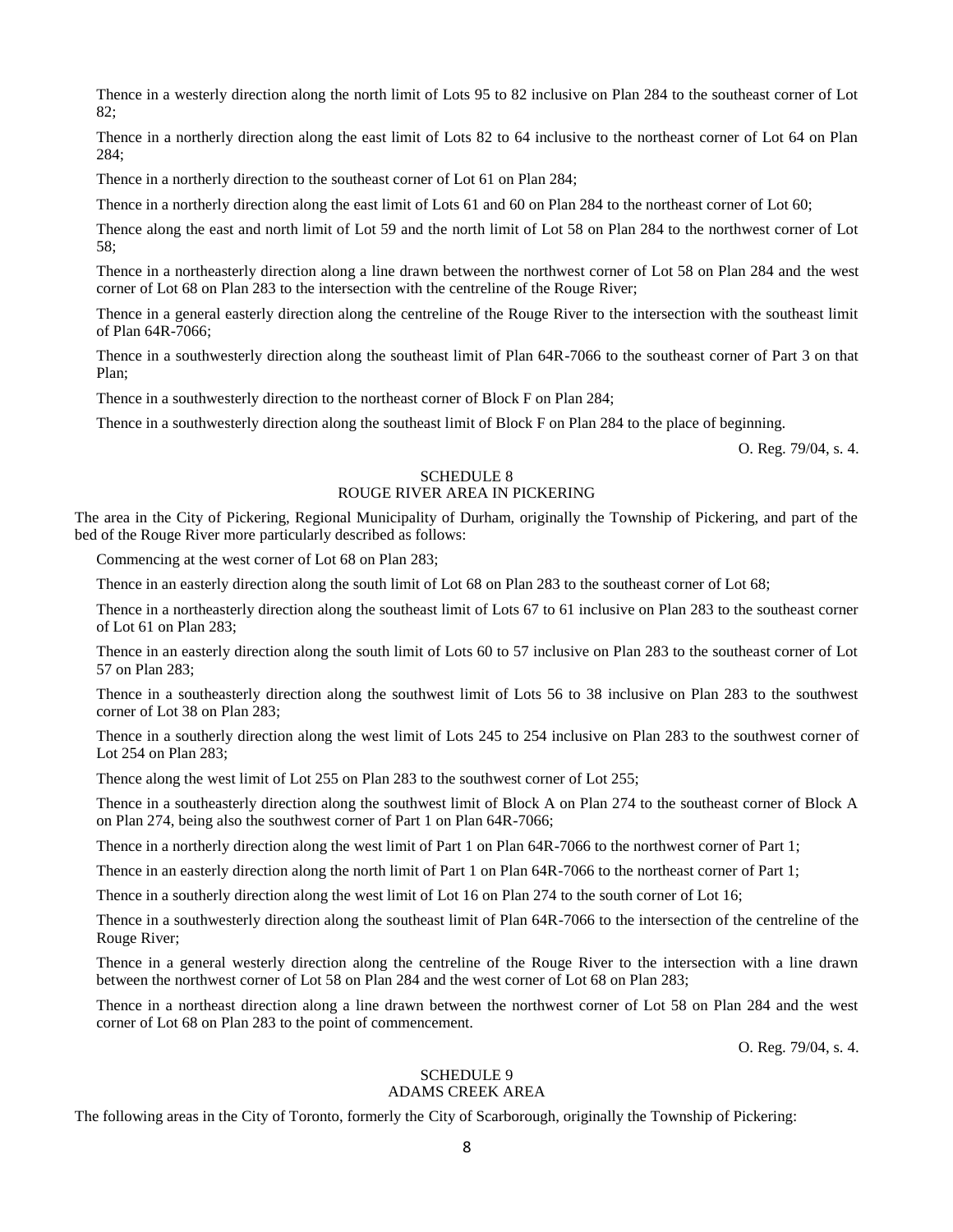Thence in a westerly direction along the north limit of Lots 95 to 82 inclusive on Plan 284 to the southeast corner of Lot 82;

Thence in a northerly direction along the east limit of Lots 82 to 64 inclusive to the northeast corner of Lot 64 on Plan 284;

Thence in a northerly direction to the southeast corner of Lot 61 on Plan 284;

Thence in a northerly direction along the east limit of Lots 61 and 60 on Plan 284 to the northeast corner of Lot 60;

Thence along the east and north limit of Lot 59 and the north limit of Lot 58 on Plan 284 to the northwest corner of Lot 58;

Thence in a northeasterly direction along a line drawn between the northwest corner of Lot 58 on Plan 284 and the west corner of Lot 68 on Plan 283 to the intersection with the centreline of the Rouge River;

Thence in a general easterly direction along the centreline of the Rouge River to the intersection with the southeast limit of Plan 64R-7066;

Thence in a southwesterly direction along the southeast limit of Plan 64R-7066 to the southeast corner of Part 3 on that Plan;

Thence in a southwesterly direction to the northeast corner of Block F on Plan 284;

Thence in a southwesterly direction along the southeast limit of Block F on Plan 284 to the place of beginning.

O. Reg. 79/04, s. 4.

## SCHEDULE 8
## ROUGE RIVER AREA IN PICKERING

The area in the City of Pickering, Regional Municipality of Durham, originally the Township of Pickering, and part of the bed of the Rouge River more particularly described as follows:

Commencing at the west corner of Lot 68 on Plan 283;

Thence in an easterly direction along the south limit of Lot 68 on Plan 283 to the southeast corner of Lot 68;

Thence in a northeasterly direction along the southeast limit of Lots 67 to 61 inclusive on Plan 283 to the southeast corner of Lot 61 on Plan 283;

Thence in an easterly direction along the south limit of Lots 60 to 57 inclusive on Plan 283 to the southeast corner of Lot 57 on Plan 283;

Thence in a southeasterly direction along the southwest limit of Lots 56 to 38 inclusive on Plan 283 to the southwest corner of Lot 38 on Plan 283;

Thence in a southerly direction along the west limit of Lots 245 to 254 inclusive on Plan 283 to the southwest corner of Lot 254 on Plan 283;

Thence along the west limit of Lot 255 on Plan 283 to the southwest corner of Lot 255;

Thence in a southeasterly direction along the southwest limit of Block A on Plan 274 to the southeast corner of Block A on Plan 274, being also the southwest corner of Part 1 on Plan 64R-7066;

Thence in a northerly direction along the west limit of Part 1 on Plan 64R-7066 to the northwest corner of Part 1;

Thence in an easterly direction along the north limit of Part 1 on Plan 64R-7066 to the northeast corner of Part 1;

Thence in a southerly direction along the west limit of Lot 16 on Plan 274 to the south corner of Lot 16;

Thence in a southwesterly direction along the southeast limit of Plan 64R-7066 to the intersection of the centreline of the Rouge River;

Thence in a general westerly direction along the centreline of the Rouge River to the intersection with a line drawn between the northwest corner of Lot 58 on Plan 284 and the west corner of Lot 68 on Plan 283;

Thence in a northeast direction along a line drawn between the northwest corner of Lot 58 on Plan 284 and the west corner of Lot 68 on Plan 283 to the point of commencement.

O. Reg. 79/04, s. 4.

## SCHEDULE 9
## ADAMS CREEK AREA

The following areas in the City of Toronto, formerly the City of Scarborough, originally the Township of Pickering: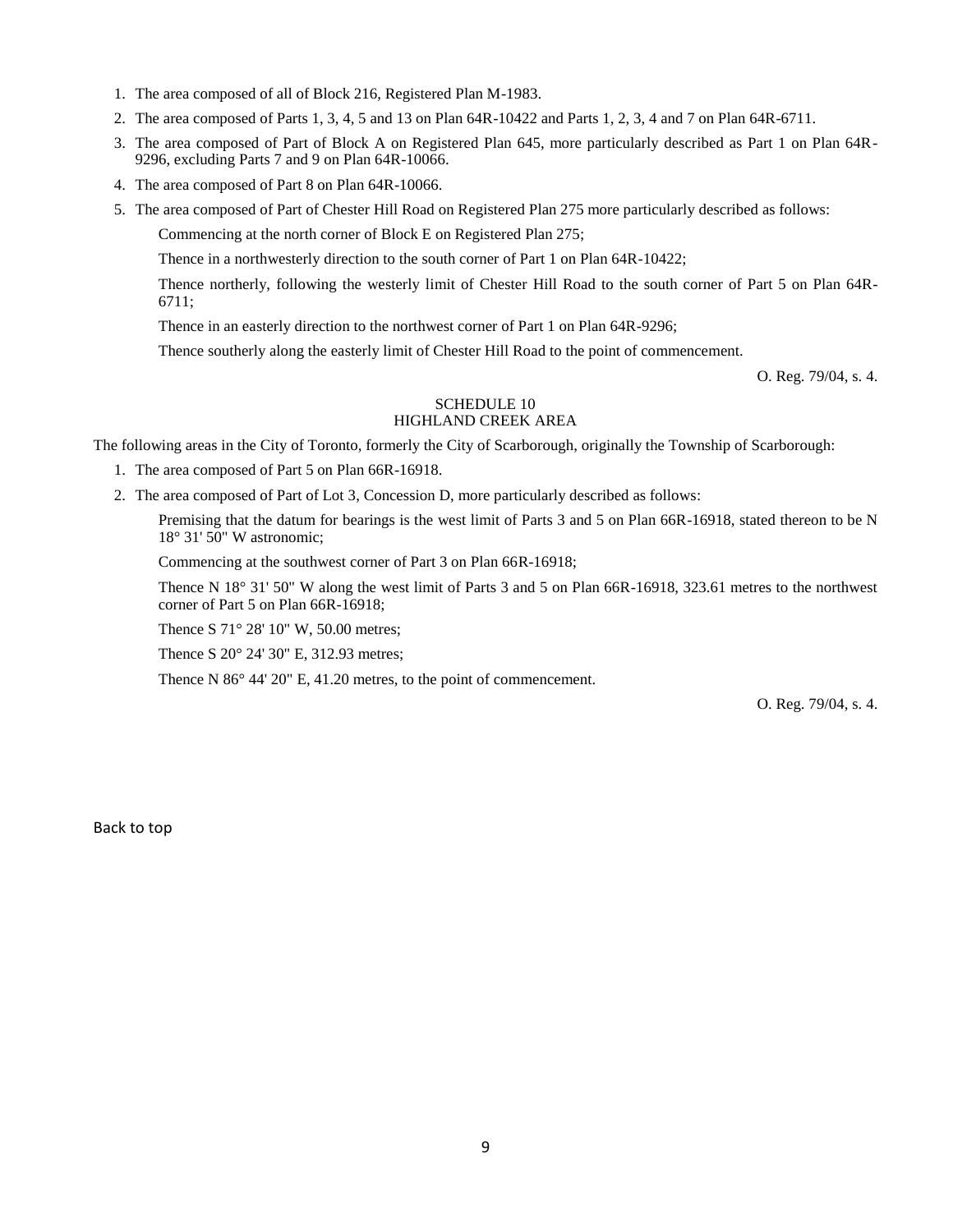1. The area composed of all of Block 216, Registered Plan M-1983.
2. The area composed of Parts 1, 3, 4, 5 and 13 on Plan 64R-10422 and Parts 1, 2, 3, 4 and 7 on Plan 64R-6711.
3. The area composed of Part of Block A on Registered Plan 645, more particularly described as Part 1 on Plan 64R-9296, excluding Parts 7 and 9 on Plan 64R-10066.
4. The area composed of Part 8 on Plan 64R-10066.
5. The area composed of Part of Chester Hill Road on Registered Plan 275 more particularly described as follows:

   Commencing at the north corner of Block E on Registered Plan 275;

   Thence in a northwesterly direction to the south corner of Part 1 on Plan 64R-10422;

   Thence northerly, following the westerly limit of Chester Hill Road to the south corner of Part 5 on Plan 64R-6711;

   Thence in an easterly direction to the northwest corner of Part 1 on Plan 64R-9296;

   Thence southerly along the easterly limit of Chester Hill Road to the point of commencement.

O. Reg. 79/04, s. 4.

## SCHEDULE 10
## HIGHLAND CREEK AREA

The following areas in the City of Toronto, formerly the City of Scarborough, originally the Township of Scarborough:

1. The area composed of Part 5 on Plan 66R-16918.
2. The area composed of Part of Lot 3, Concession D, more particularly described as follows:

   Premising that the datum for bearings is the west limit of Parts 3 and 5 on Plan 66R-16918, stated thereon to be N 18° 31' 50" W astronomic;

   Commencing at the southwest corner of Part 3 on Plan 66R-16918;

   Thence N 18° 31' 50" W along the west limit of Parts 3 and 5 on Plan 66R-16918, 323.61 metres to the northwest corner of Part 5 on Plan 66R-16918;

   Thence S 71° 28' 10" W, 50.00 metres;

   Thence S 20° 24' 30" E, 312.93 metres;

   Thence N 86° 44' 20" E, 41.20 metres, to the point of commencement.

O. Reg. 79/04, s. 4.

Back to top